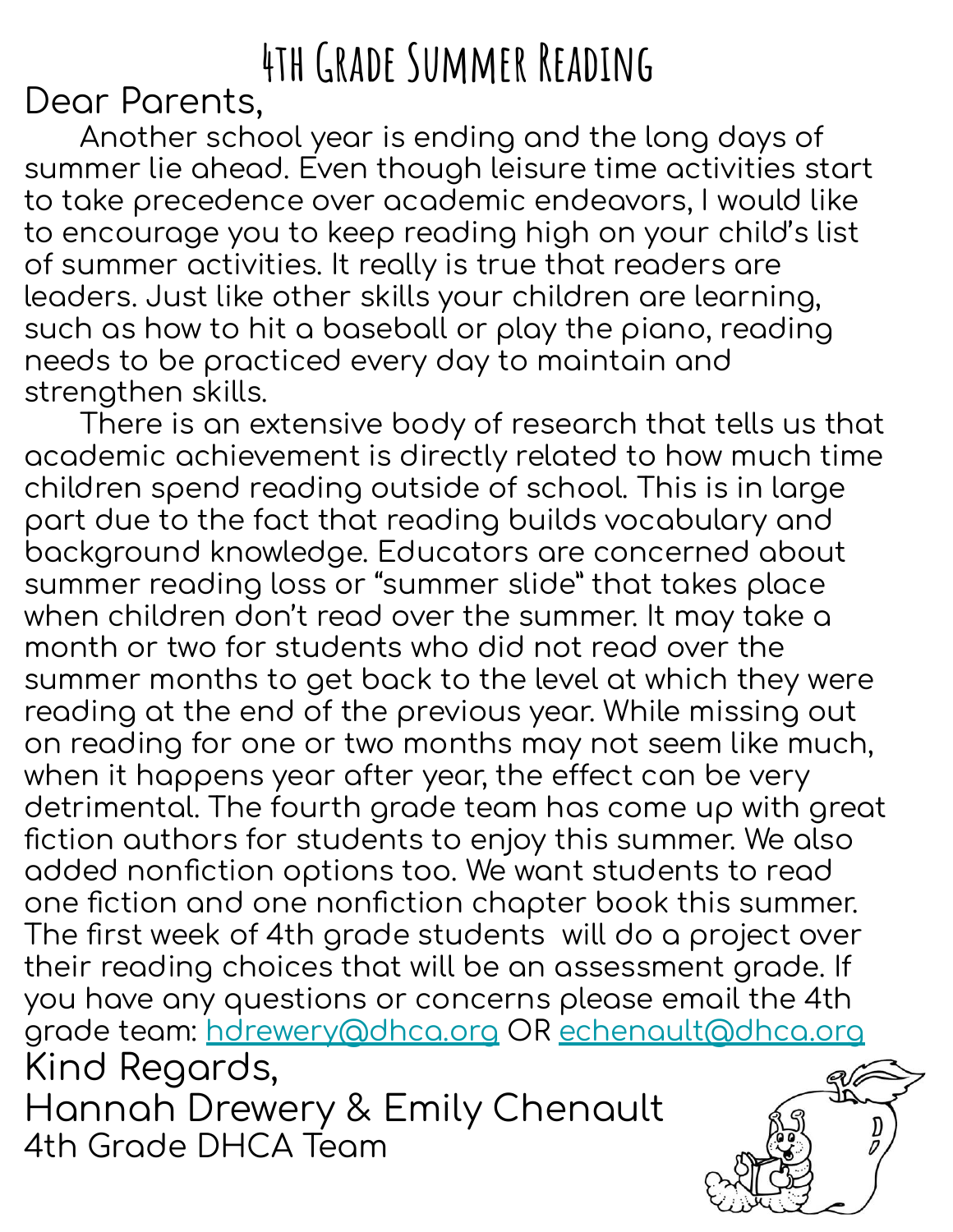# 4th Grade Summer Reading

Dear Parents,

Another school year is ending and the long days of summer lie ahead. Even though leisure time activities start to take precedence over academic endeavors, I would like to encourage you to keep reading high on your child's list of summer activities. It really is true that readers are leaders. Just like other skills your children are learning, such as how to hit a baseball or play the piano, reading needs to be practiced every day to maintain and strengthen skills.

There is an extensive body of research that tells us that academic achievement is directly related to how much time children spend reading outside of school. This is in large part due to the fact that reading builds vocabulary and background knowledge. Educators are concerned about summer reading loss or "summer slide" that takes place when children don't read over the summer. It may take a month or two for students who did not read over the summer months to get back to the level at which they were reading at the end of the previous year. While missing out on reading for one or two months may not seem like much, when it happens year after year, the effect can be very detrimental. The fourth grade team has come up with great fiction authors for students to enjoy this summer. We also added nonfiction options too. We want students to read one fiction and one nonfiction chapter book this summer. The first week of 4th grade students will do a project over their reading choices that will be an assessment grade. If you have any questions or concerns please email the 4th grade team: hdrewery@dhca.org OR echenault@dhca.org

Kind Regards,

Hannah Drewery & Emily Chenault

4th Grade DHCA Team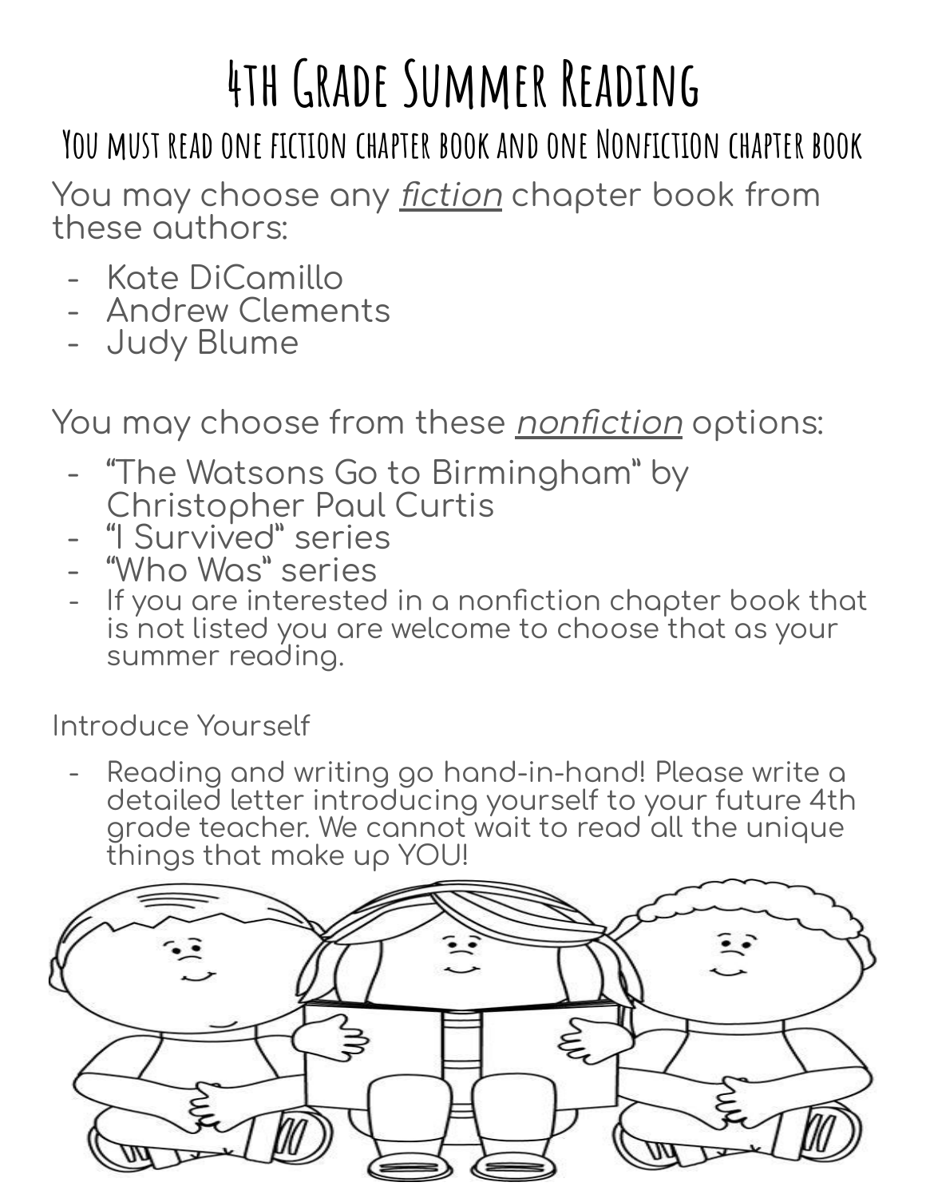# 4th Grade Summer Reading

## You must read one fiction chapter book and one Nonfiction chapter book

You may choose any ***fiction*** chapter book from these authors:

- Kate DiCamillo
- Andrew Clements
- Judy Blume

You may choose from these ***nonfiction*** options:

- "The Watsons Go to Birmingham" by Christopher Paul Curtis
- "I Survived" series
- "Who Was" series
- If you are interested in a nonfiction chapter book that is not listed you are welcome to choose that as your summer reading.

Introduce Yourself

- Reading and writing go hand-in-hand! Please write a detailed letter introducing yourself to your future 4th grade teacher. We cannot wait to read all the unique things that make up YOU!